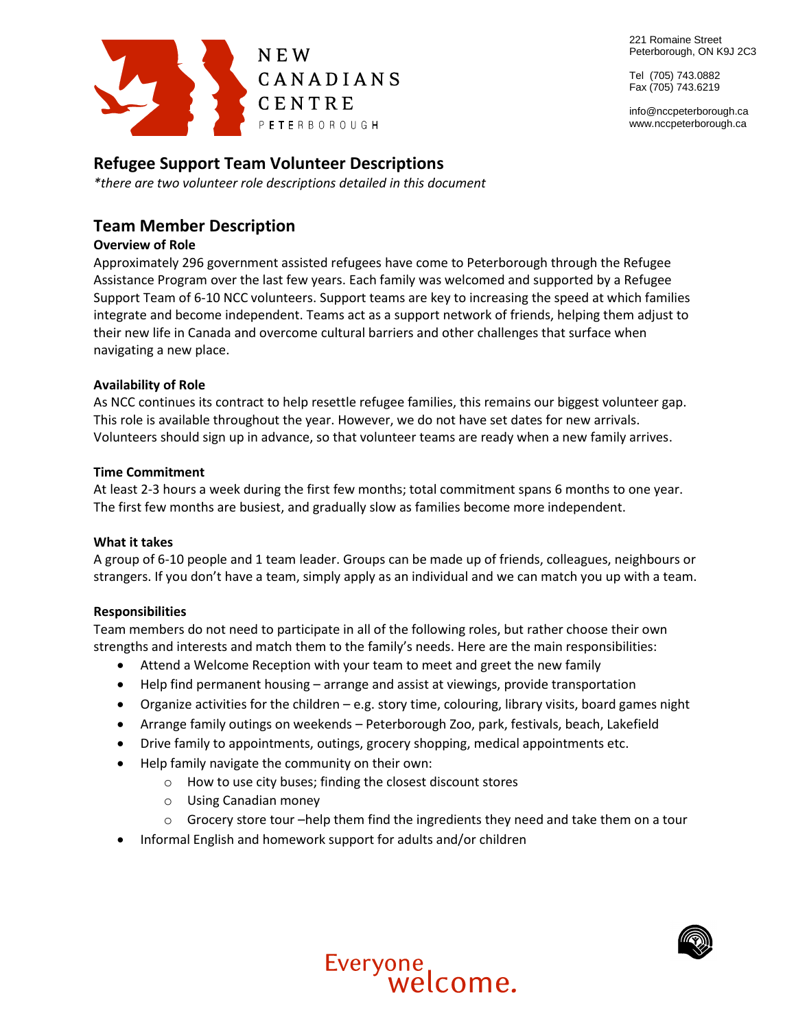NEW CANADIANS CENTRE PETERBOROUGH

221 Romaine Street
Peterborough, ON K9J 2C3

Tel (705) 743.0882
Fax (705) 743.6219

info@nccpeterborough.ca
www.nccpeterborough.ca

# Refugee Support Team Volunteer Descriptions

*\*there are two volunteer role descriptions detailed in this document*

## Team Member Description

### Overview of Role

Approximately 296 government assisted refugees have come to Peterborough through the Refugee Assistance Program over the last few years. Each family was welcomed and supported by a Refugee Support Team of 6-10 NCC volunteers. Support teams are key to increasing the speed at which families integrate and become independent. Teams act as a support network of friends, helping them adjust to their new life in Canada and overcome cultural barriers and other challenges that surface when navigating a new place.

### Availability of Role

As NCC continues its contract to help resettle refugee families, this remains our biggest volunteer gap. This role is available throughout the year. However, we do not have set dates for new arrivals. Volunteers should sign up in advance, so that volunteer teams are ready when a new family arrives.

### Time Commitment

At least 2-3 hours a week during the first few months; total commitment spans 6 months to one year. The first few months are busiest, and gradually slow as families become more independent.

### What it takes

A group of 6-10 people and 1 team leader. Groups can be made up of friends, colleagues, neighbours or strangers. If you don't have a team, simply apply as an individual and we can match you up with a team.

### Responsibilities

Team members do not need to participate in all of the following roles, but rather choose their own strengths and interests and match them to the family's needs. Here are the main responsibilities:

- Attend a Welcome Reception with your team to meet and greet the new family
- Help find permanent housing – arrange and assist at viewings, provide transportation
- Organize activities for the children – e.g. story time, colouring, library visits, board games night
- Arrange family outings on weekends – Peterborough Zoo, park, festivals, beach, Lakefield
- Drive family to appointments, outings, grocery shopping, medical appointments etc.
- Help family navigate the community on their own:
  - How to use city buses; finding the closest discount stores
  - Using Canadian money
  - Grocery store tour –help them find the ingredients they need and take them on a tour
- Informal English and homework support for adults and/or children

Everyone welcome.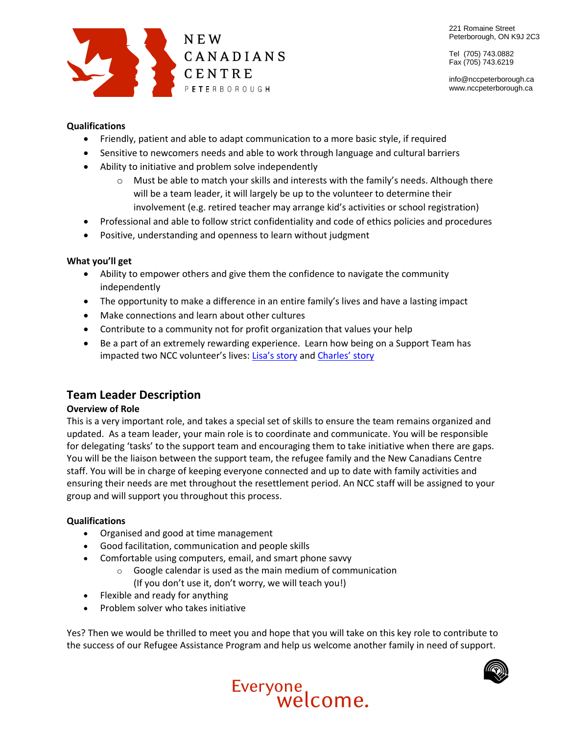**Qualifications**

- Friendly, patient and able to adapt communication to a more basic style, if required
- Sensitive to newcomers needs and able to work through language and cultural barriers
- Ability to initiative and problem solve independently
    - Must be able to match your skills and interests with the family's needs. Although there will be a team leader, it will largely be up to the volunteer to determine their involvement (e.g. retired teacher may arrange kid's activities or school registration)
- Professional and able to follow strict confidentiality and code of ethics policies and procedures
- Positive, understanding and openness to learn without judgment

**What you'll get**

- Ability to empower others and give them the confidence to navigate the community independently
- The opportunity to make a difference in an entire family's lives and have a lasting impact
- Make connections and learn about other cultures
- Contribute to a community not for profit organization that values your help
- Be a part of an extremely rewarding experience. Learn how being on a Support Team has impacted two NCC volunteer's lives: Lisa's story and Charles' story

## Team Leader Description

**Overview of Role**

This is a very important role, and takes a special set of skills to ensure the team remains organized and updated. As a team leader, your main role is to coordinate and communicate. You will be responsible for delegating 'tasks' to the support team and encouraging them to take initiative when there are gaps. You will be the liaison between the support team, the refugee family and the New Canadians Centre staff. You will be in charge of keeping everyone connected and up to date with family activities and ensuring their needs are met throughout the resettlement period. An NCC staff will be assigned to your group and will support you throughout this process.

**Qualifications**

- Organised and good at time management
- Good facilitation, communication and people skills
- Comfortable using computers, email, and smart phone savvy
    - Google calendar is used as the main medium of communication (If you don't use it, don't worry, we will teach you!)
- Flexible and ready for anything
- Problem solver who takes initiative

Yes? Then we would be thrilled to meet you and hope that you will take on this key role to contribute to the success of our Refugee Assistance Program and help us welcome another family in need of support.